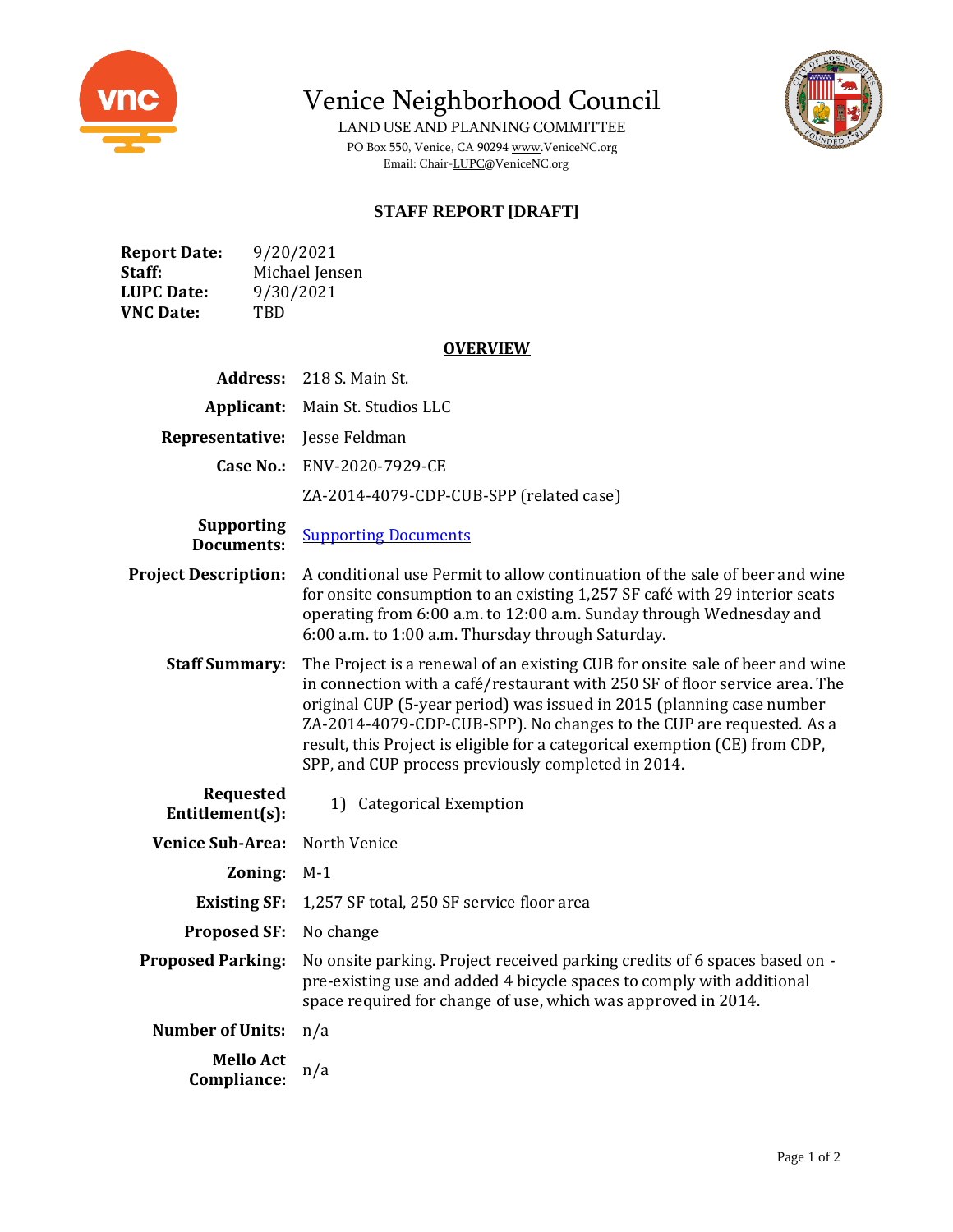# Venice Neighborhood Council

LAND USE AND PLANNING COMMITTEE

PO Box 550, Venice, CA 90294 www.VeniceNC.org

Email: Chair-LUPC@VeniceNC.org

## STAFF REPORT [DRAFT]

**Report Date:** 9/20/2021
**Staff:** Michael Jensen
**LUPC Date:** 9/30/2021
**VNC Date:** TBD

## OVERVIEW

| | |
|---|---|
| **Address:** | 218 S. Main St. |
| **Applicant:** | Main St. Studios LLC |
| **Representative:** | Jesse Feldman |
| **Case No.:** | ENV-2020-7929-CE<br>ZA-2014-4079-CDP-CUB-SPP (related case) |
| **Supporting Documents:** | Supporting Documents |
| **Project Description:** | A conditional use Permit to allow continuation of the sale of beer and wine for onsite consumption to an existing 1,257 SF café with 29 interior seats operating from 6:00 a.m. to 12:00 a.m. Sunday through Wednesday and 6:00 a.m. to 1:00 a.m. Thursday through Saturday. |
| **Staff Summary:** | The Project is a renewal of an existing CUB for onsite sale of beer and wine in connection with a café/restaurant with 250 SF of floor service area. The original CUP (5-year period) was issued in 2015 (planning case number ZA-2014-4079-CDP-CUB-SPP). No changes to the CUP are requested. As a result, this Project is eligible for a categorical exemption (CE) from CDP, SPP, and CUP process previously completed in 2014. |
| **Requested Entitlement(s):** | 1) Categorical Exemption |
| **Venice Sub-Area:** | North Venice |
| **Zoning:** | M-1 |
| **Existing SF:** | 1,257 SF total, 250 SF service floor area |
| **Proposed SF:** | No change |
| **Proposed Parking:** | No onsite parking. Project received parking credits of 6 spaces based on - pre-existing use and added 4 bicycle spaces to comply with additional space required for change of use, which was approved in 2014. |
| **Number of Units:** | n/a |
| **Mello Act Compliance:** | n/a |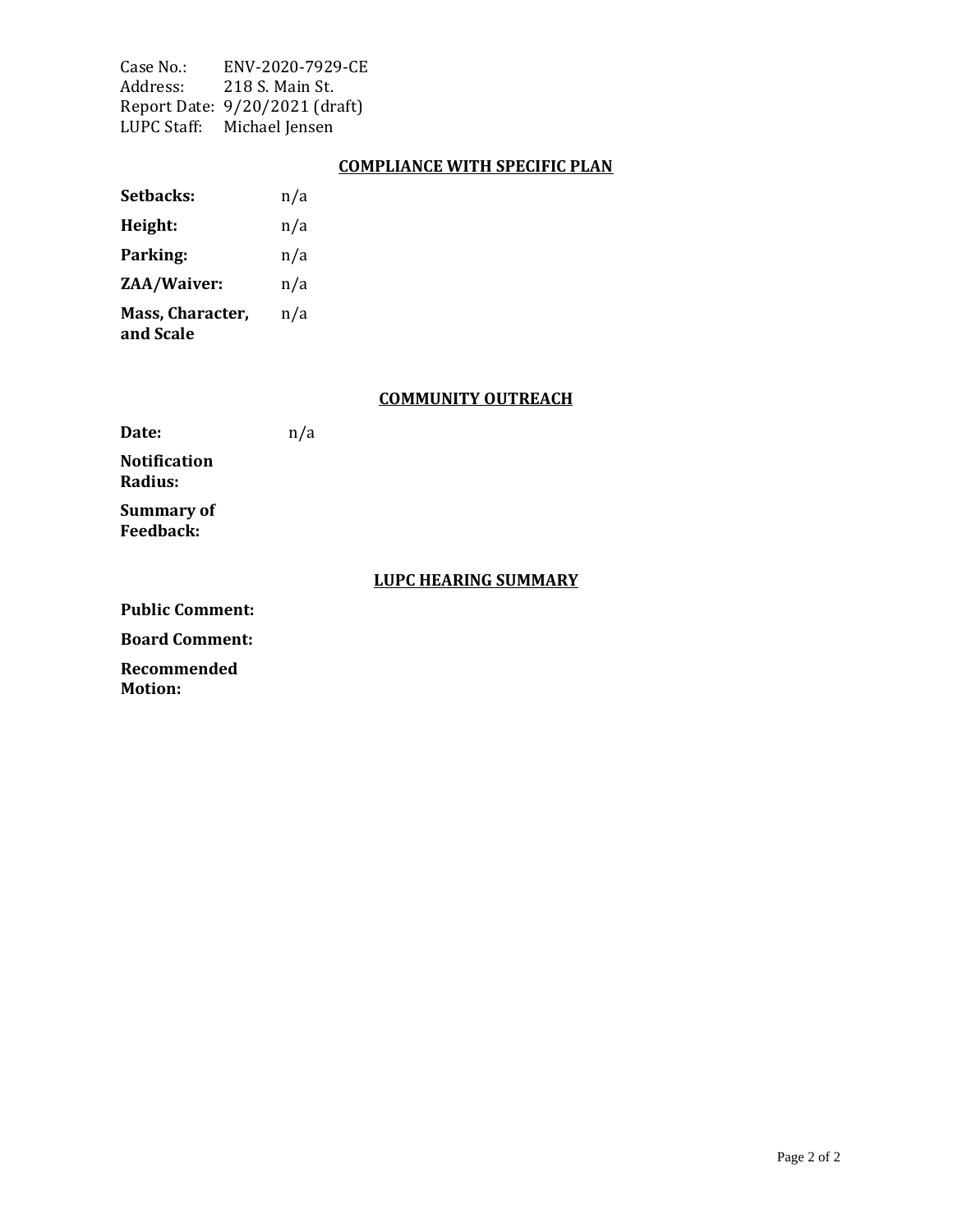Case No.: ENV-2020-7929-CE
Address: 218 S. Main St.
Report Date: 9/20/2021 (draft)
LUPC Staff: Michael Jensen

## COMPLIANCE WITH SPECIFIC PLAN

**Setbacks:** n/a

**Height:** n/a

**Parking:** n/a

**ZAA/Waiver:** n/a

**Mass, Character, and Scale** n/a

## COMMUNITY OUTREACH

**Date:** n/a

**Notification Radius:**

**Summary of Feedback:**

## LUPC HEARING SUMMARY

**Public Comment:**

**Board Comment:**

**Recommended Motion:**